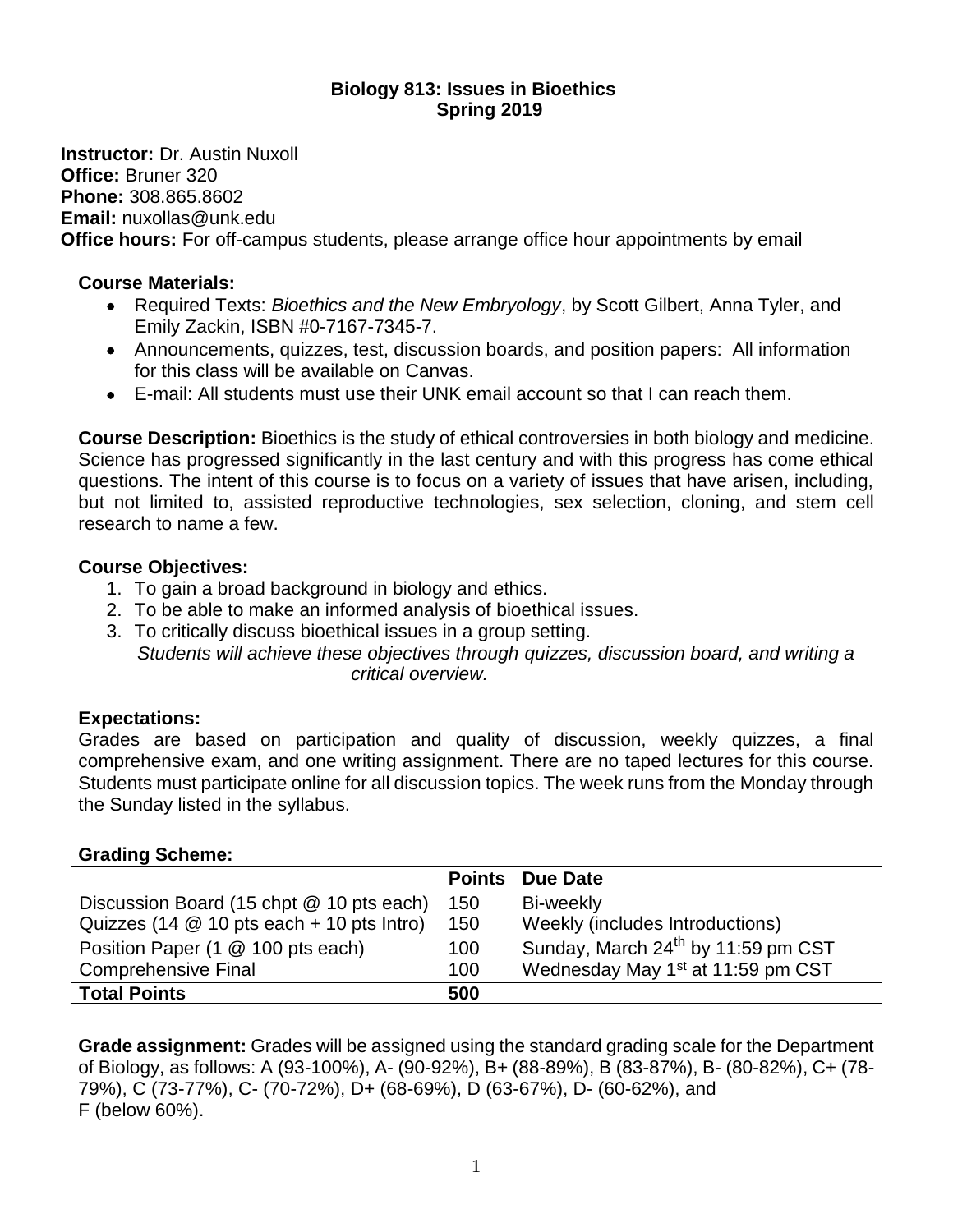# Biology 813: Issues in Bioethics
## Spring 2019

**Instructor:** Dr. Austin Nuxoll
**Office:** Bruner 320
**Phone:** 308.865.8602
**Email:** nuxollas@unk.edu
**Office hours:** For off-campus students, please arrange office hour appointments by email

**Course Materials:**

- Required Texts: *Bioethics and the New Embryology*, by Scott Gilbert, Anna Tyler, and Emily Zackin, ISBN #0-7167-7345-7.
- Announcements, quizzes, test, discussion boards, and position papers: All information for this class will be available on Canvas.
- E-mail: All students must use their UNK email account so that I can reach them.

**Course Description:** Bioethics is the study of ethical controversies in both biology and medicine. Science has progressed significantly in the last century and with this progress has come ethical questions. The intent of this course is to focus on a variety of issues that have arisen, including, but not limited to, assisted reproductive technologies, sex selection, cloning, and stem cell research to name a few.

**Course Objectives:**

1. To gain a broad background in biology and ethics.
2. To be able to make an informed analysis of bioethical issues.
3. To critically discuss bioethical issues in a group setting.

*Students will achieve these objectives through quizzes, discussion board, and writing a critical overview.*

**Expectations:**
Grades are based on participation and quality of discussion, weekly quizzes, a final comprehensive exam, and one writing assignment. There are no taped lectures for this course. Students must participate online for all discussion topics. The week runs from the Monday through the Sunday listed in the syllabus.

**Grading Scheme:**

| | **Points** | **Due Date** |
|---|---|---|
| Discussion Board (15 chpt @ 10 pts each) | 150 | Bi-weekly |
| Quizzes (14 @ 10 pts each + 10 pts Intro) | 150 | Weekly (includes Introductions) |
| Position Paper (1 @ 100 pts each) | 100 | Sunday, March 24th by 11:59 pm CST |
| Comprehensive Final | 100 | Wednesday May 1st at 11:59 pm CST |
| **Total Points** | **500** | |

**Grade assignment:** Grades will be assigned using the standard grading scale for the Department of Biology, as follows: A (93-100%), A- (90-92%), B+ (88-89%), B (83-87%), B- (80-82%), C+ (78-79%), C (73-77%), C- (70-72%), D+ (68-69%), D (63-67%), D- (60-62%), and F (below 60%).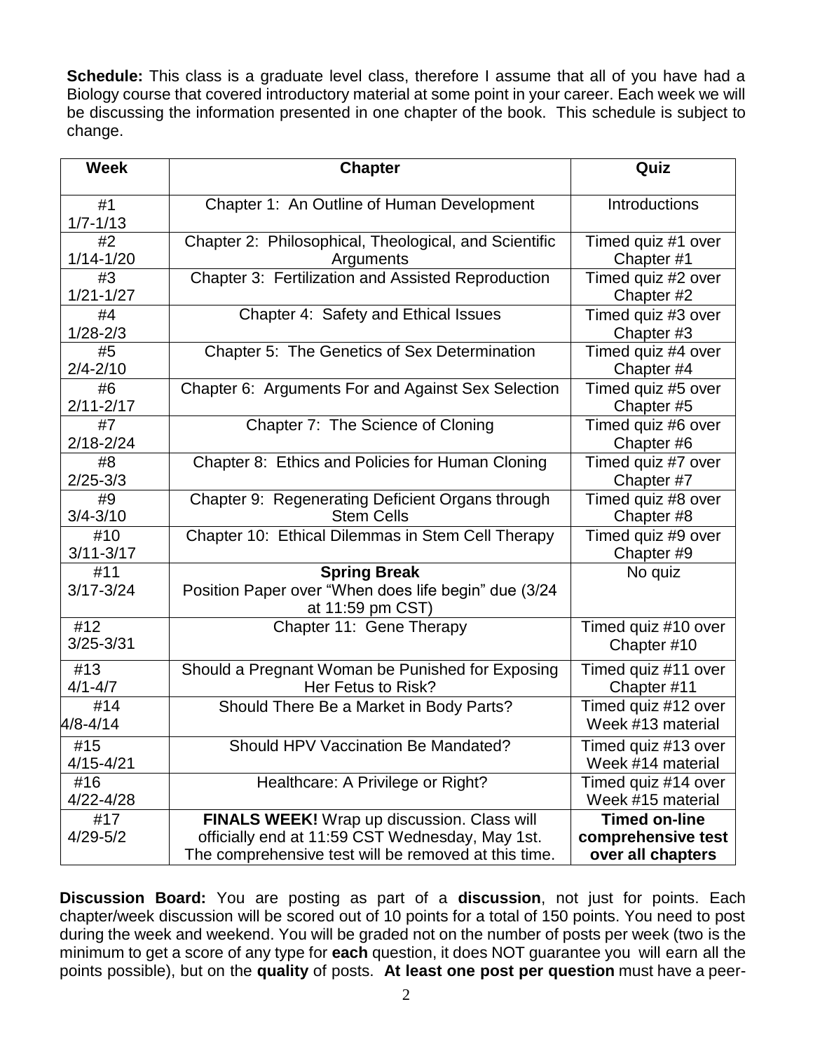**Schedule:** This class is a graduate level class, therefore I assume that all of you have had a Biology course that covered introductory material at some point in your career. Each week we will be discussing the information presented in one chapter of the book. This schedule is subject to change.

| Week | Chapter | Quiz |
|---|---|---|
| #1 1/7-1/13 | Chapter 1: An Outline of Human Development | Introductions |
| #2 1/14-1/20 | Chapter 2: Philosophical, Theological, and Scientific Arguments | Timed quiz #1 over Chapter #1 |
| #3 1/21-1/27 | Chapter 3: Fertilization and Assisted Reproduction | Timed quiz #2 over Chapter #2 |
| #4 1/28-2/3 | Chapter 4: Safety and Ethical Issues | Timed quiz #3 over Chapter #3 |
| #5 2/4-2/10 | Chapter 5: The Genetics of Sex Determination | Timed quiz #4 over Chapter #4 |
| #6 2/11-2/17 | Chapter 6: Arguments For and Against Sex Selection | Timed quiz #5 over Chapter #5 |
| #7 2/18-2/24 | Chapter 7: The Science of Cloning | Timed quiz #6 over Chapter #6 |
| #8 2/25-3/3 | Chapter 8: Ethics and Policies for Human Cloning | Timed quiz #7 over Chapter #7 |
| #9 3/4-3/10 | Chapter 9: Regenerating Deficient Organs through Stem Cells | Timed quiz #8 over Chapter #8 |
| #10 3/11-3/17 | Chapter 10: Ethical Dilemmas in Stem Cell Therapy | Timed quiz #9 over Chapter #9 |
| #11 3/17-3/24 | **Spring Break** Position Paper over "When does life begin" due (3/24 at 11:59 pm CST) | No quiz |
| #12 3/25-3/31 | Chapter 11: Gene Therapy | Timed quiz #10 over Chapter #10 |
| #13 4/1-4/7 | Should a Pregnant Woman be Punished for Exposing Her Fetus to Risk? | Timed quiz #11 over Chapter #11 |
| #14 4/8-4/14 | Should There Be a Market in Body Parts? | Timed quiz #12 over Week #13 material |
| #15 4/15-4/21 | Should HPV Vaccination Be Mandated? | Timed quiz #13 over Week #14 material |
| #16 4/22-4/28 | Healthcare: A Privilege or Right? | Timed quiz #14 over Week #15 material |
| #17 4/29-5/2 | **FINALS WEEK!** Wrap up discussion. Class will officially end at 11:59 CST Wednesday, May 1st. The comprehensive test will be removed at this time. | **Timed on-line comprehensive test over all chapters** |

**Discussion Board:** You are posting as part of a **discussion**, not just for points. Each chapter/week discussion will be scored out of 10 points for a total of 150 points. You need to post during the week and weekend. You will be graded not on the number of posts per week (two is the minimum to get a score of any type for **each** question, it does NOT guarantee you will earn all the points possible), but on the **quality** of posts. **At least one post per question** must have a peer-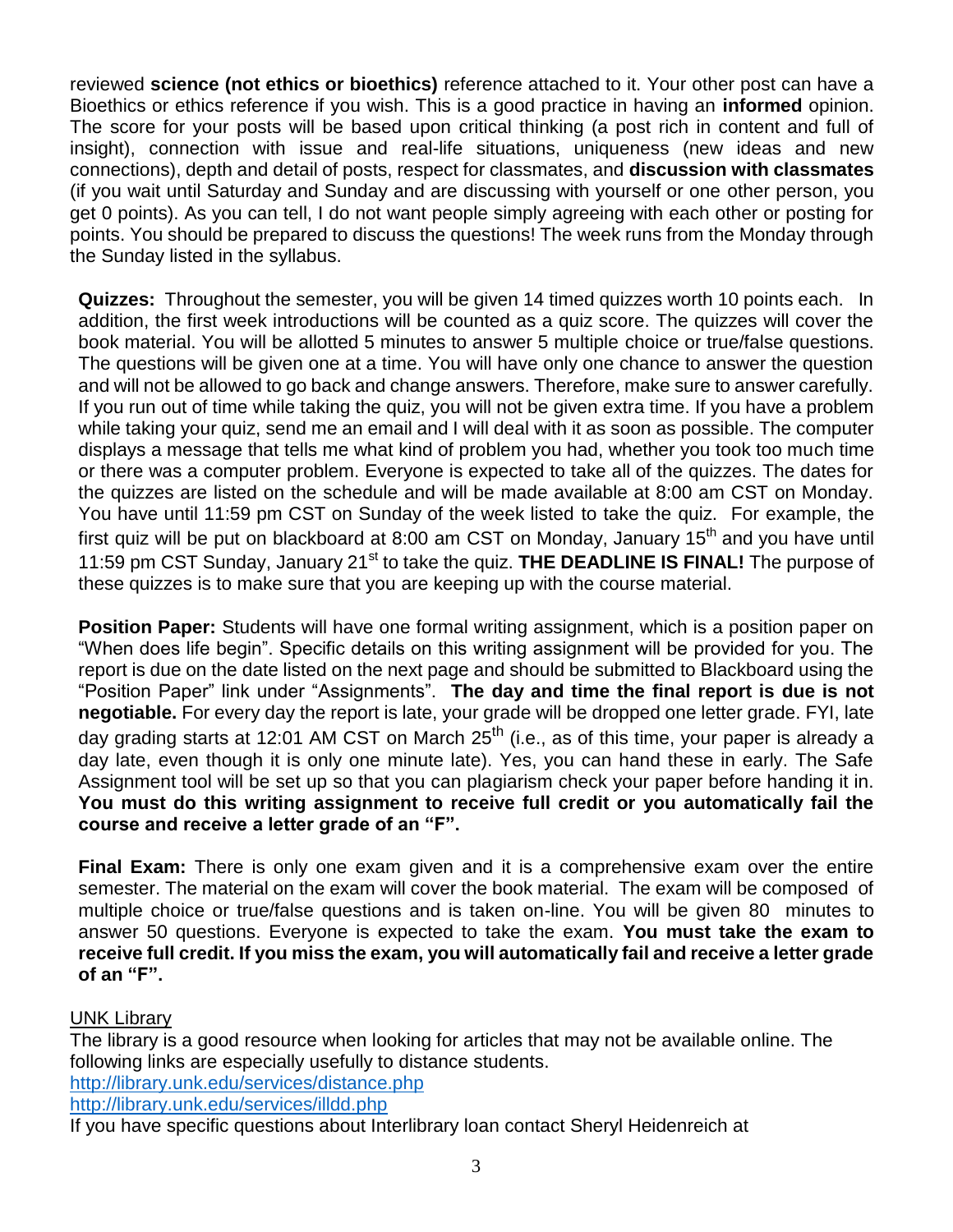reviewed **science (not ethics or bioethics)** reference attached to it. Your other post can have a Bioethics or ethics reference if you wish. This is a good practice in having an **informed** opinion. The score for your posts will be based upon critical thinking (a post rich in content and full of insight), connection with issue and real-life situations, uniqueness (new ideas and new connections), depth and detail of posts, respect for classmates, and **discussion with classmates** (if you wait until Saturday and Sunday and are discussing with yourself or one other person, you get 0 points). As you can tell, I do not want people simply agreeing with each other or posting for points. You should be prepared to discuss the questions! The week runs from the Monday through the Sunday listed in the syllabus.

**Quizzes:** Throughout the semester, you will be given 14 timed quizzes worth 10 points each. In addition, the first week introductions will be counted as a quiz score. The quizzes will cover the book material. You will be allotted 5 minutes to answer 5 multiple choice or true/false questions. The questions will be given one at a time. You will have only one chance to answer the question and will not be allowed to go back and change answers. Therefore, make sure to answer carefully. If you run out of time while taking the quiz, you will not be given extra time. If you have a problem while taking your quiz, send me an email and I will deal with it as soon as possible. The computer displays a message that tells me what kind of problem you had, whether you took too much time or there was a computer problem. Everyone is expected to take all of the quizzes. The dates for the quizzes are listed on the schedule and will be made available at 8:00 am CST on Monday. You have until 11:59 pm CST on Sunday of the week listed to take the quiz. For example, the first quiz will be put on blackboard at 8:00 am CST on Monday, January 15th and you have until 11:59 pm CST Sunday, January 21st to take the quiz. **THE DEADLINE IS FINAL!** The purpose of these quizzes is to make sure that you are keeping up with the course material.

**Position Paper:** Students will have one formal writing assignment, which is a position paper on "When does life begin". Specific details on this writing assignment will be provided for you. The report is due on the date listed on the next page and should be submitted to Blackboard using the "Position Paper" link under "Assignments". **The day and time the final report is due is not negotiable.** For every day the report is late, your grade will be dropped one letter grade. FYI, late day grading starts at 12:01 AM CST on March 25th (i.e., as of this time, your paper is already a day late, even though it is only one minute late). Yes, you can hand these in early. The Safe Assignment tool will be set up so that you can plagiarism check your paper before handing it in. **You must do this writing assignment to receive full credit or you automatically fail the course and receive a letter grade of an "F".**

**Final Exam:** There is only one exam given and it is a comprehensive exam over the entire semester. The material on the exam will cover the book material. The exam will be composed of multiple choice or true/false questions and is taken on-line. You will be given 80 minutes to answer 50 questions. Everyone is expected to take the exam. **You must take the exam to receive full credit. If you miss the exam, you will automatically fail and receive a letter grade of an "F".**

UNK Library

The library is a good resource when looking for articles that may not be available online. The following links are especially usefully to distance students.

http://library.unk.edu/services/distance.php

http://library.unk.edu/services/illdd.php

If you have specific questions about Interlibrary loan contact Sheryl Heidenreich at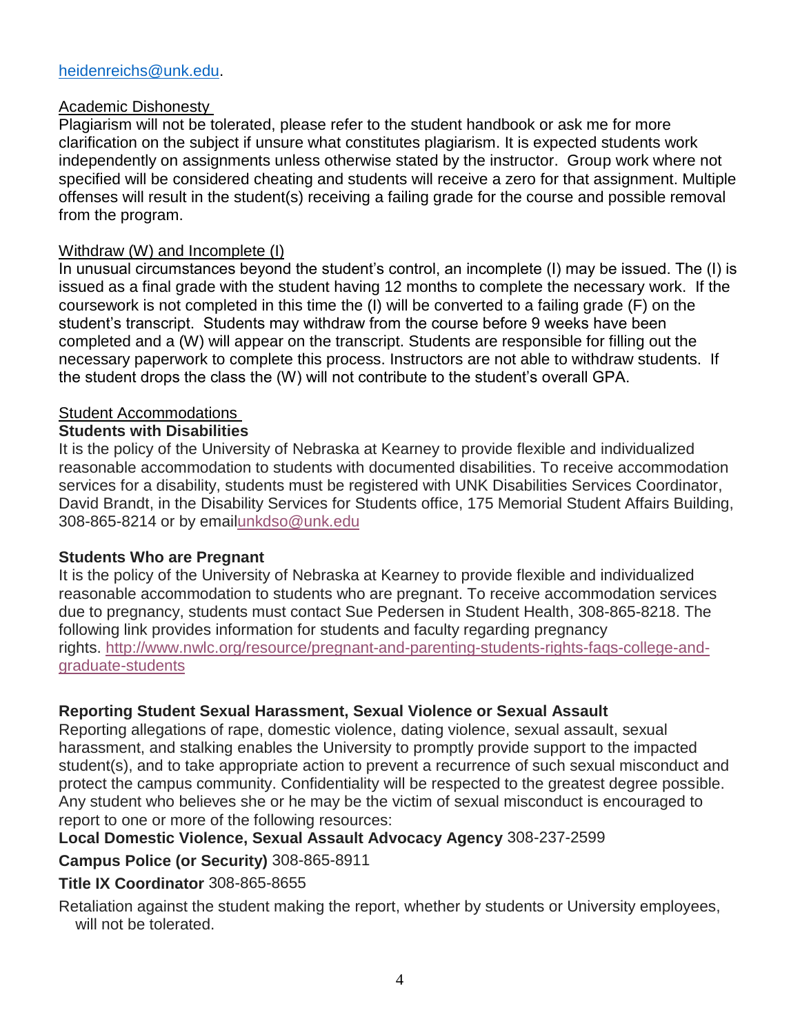heidenreichs@unk.edu.

## Academic Dishonesty

Plagiarism will not be tolerated, please refer to the student handbook or ask me for more clarification on the subject if unsure what constitutes plagiarism. It is expected students work independently on assignments unless otherwise stated by the instructor. Group work where not specified will be considered cheating and students will receive a zero for that assignment. Multiple offenses will result in the student(s) receiving a failing grade for the course and possible removal from the program.

## Withdraw (W) and Incomplete (I)

In unusual circumstances beyond the student's control, an incomplete (I) may be issued. The (I) is issued as a final grade with the student having 12 months to complete the necessary work. If the coursework is not completed in this time the (I) will be converted to a failing grade (F) on the student's transcript. Students may withdraw from the course before 9 weeks have been completed and a (W) will appear on the transcript. Students are responsible for filling out the necessary paperwork to complete this process. Instructors are not able to withdraw students. If the student drops the class the (W) will not contribute to the student's overall GPA.

## Student Accommodations

### Students with Disabilities

It is the policy of the University of Nebraska at Kearney to provide flexible and individualized reasonable accommodation to students with documented disabilities. To receive accommodation services for a disability, students must be registered with UNK Disabilities Services Coordinator, David Brandt, in the Disability Services for Students office, 175 Memorial Student Affairs Building, 308-865-8214 or by emailunkdso@unk.edu

### Students Who are Pregnant

It is the policy of the University of Nebraska at Kearney to provide flexible and individualized reasonable accommodation to students who are pregnant. To receive accommodation services due to pregnancy, students must contact Sue Pedersen in Student Health, 308-865-8218. The following link provides information for students and faculty regarding pregnancy rights. http://www.nwlc.org/resource/pregnant-and-parenting-students-rights-faqs-college-and-graduate-students

### Reporting Student Sexual Harassment, Sexual Violence or Sexual Assault

Reporting allegations of rape, domestic violence, dating violence, sexual assault, sexual harassment, and stalking enables the University to promptly provide support to the impacted student(s), and to take appropriate action to prevent a recurrence of such sexual misconduct and protect the campus community. Confidentiality will be respected to the greatest degree possible. Any student who believes she or he may be the victim of sexual misconduct is encouraged to report to one or more of the following resources:

**Local Domestic Violence, Sexual Assault Advocacy Agency** 308-237-2599

**Campus Police (or Security)** 308-865-8911

**Title IX Coordinator** 308-865-8655

Retaliation against the student making the report, whether by students or University employees, will not be tolerated.